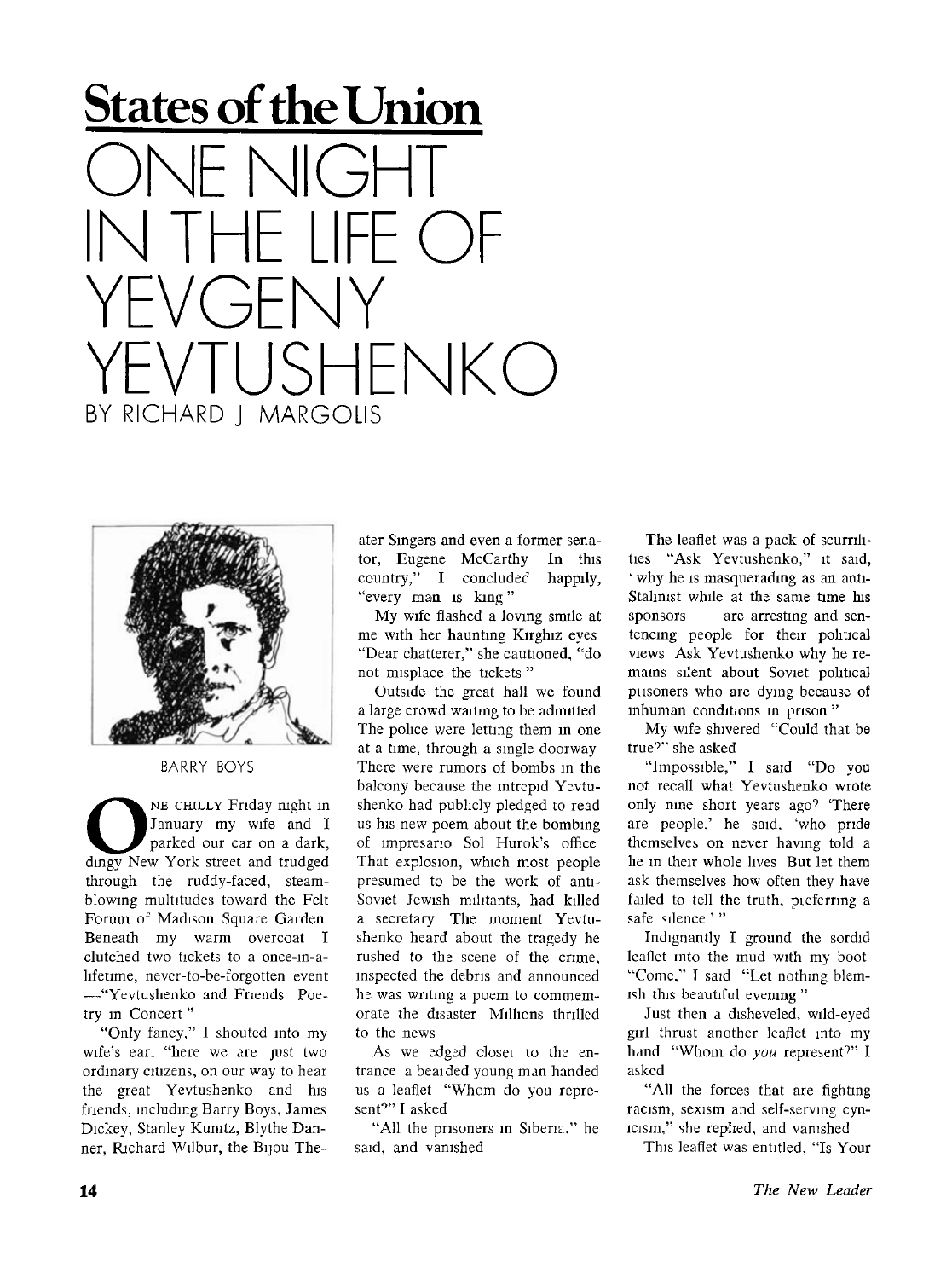# States of the Union

# ONE NIGHT IN THE LIFE OF YEVGENY YEVTUSHENKO

BY RICHARD J MARGOLIS

BARRY BOYS

**O**NE CHILLY Friday night in January my wife and I parked our car on a dark, dingy New York street and trudged through the ruddy-faced, steam-blowing multitudes toward the Felt Forum of Madison Square Garden Beneath my warm overcoat I clutched two tickets to a once-in-a-lifetime, never-to-be-forgotten event —"Yevtushenko and Friends Poetry in Concert"

"Only fancy," I shouted into my wife's ear, "here we are just two ordinary citizens, on our way to hear the great Yevtushenko and his friends, including Barry Boys, James Dickey, Stanley Kunitz, Blythe Danner, Richard Wilbur, the Bijou Theater Singers and even a former senator, Eugene McCarthy In this country," I concluded happily, "every man is king"

My wife flashed a loving smile at me with her haunting Kirghiz eyes "Dear chatterer," she cautioned, "do not misplace the tickets"

Outside the great hall we found a large crowd waiting to be admitted The police were letting them in one at a time, through a single doorway There were rumors of bombs in the balcony because the intrepid Yevtushenko had publicly pledged to read us his new poem about the bombing of impresario Sol Hurok's office That explosion, which most people presumed to be the work of anti-Soviet Jewish militants, had killed a secretary The moment Yevtushenko heard about the tragedy he rushed to the scene of the crime, inspected the debris and announced he was writing a poem to commemorate the disaster Millions thrilled to the news

As we edged closer to the entrance a bearded young man handed us a leaflet "Whom do you represent?" I asked

"All the prisoners in Siberia," he said, and vanished

The leaflet was a pack of scurrilities "Ask Yevtushenko," it said, 'why he is masquerading as an anti-Stalinist while at the same time his sponsors are arresting and sentencing people for their political views Ask Yevtushenko why he remains silent about Soviet political prisoners who are dying because of inhuman conditions in prison"

My wife shivered "Could that be true?" she asked

"Impossible," I said "Do you not recall what Yevtushenko wrote only nine short years ago? 'There are people,' he said, 'who pride themselves on never having told a lie in their whole lives But let them ask themselves how often they have failed to tell the truth, preferring a safe silence'"

Indignantly I ground the sordid leaflet into the mud with my boot "Come," I said "Let nothing blemish this beautiful evening"

Just then a disheveled, wild-eyed girl thrust another leaflet into my hand "Whom do *you* represent?" I asked

"All the forces that are fighting racism, sexism and self-serving cynicism," she replied, and vanished

This leaflet was entitled, "Is Your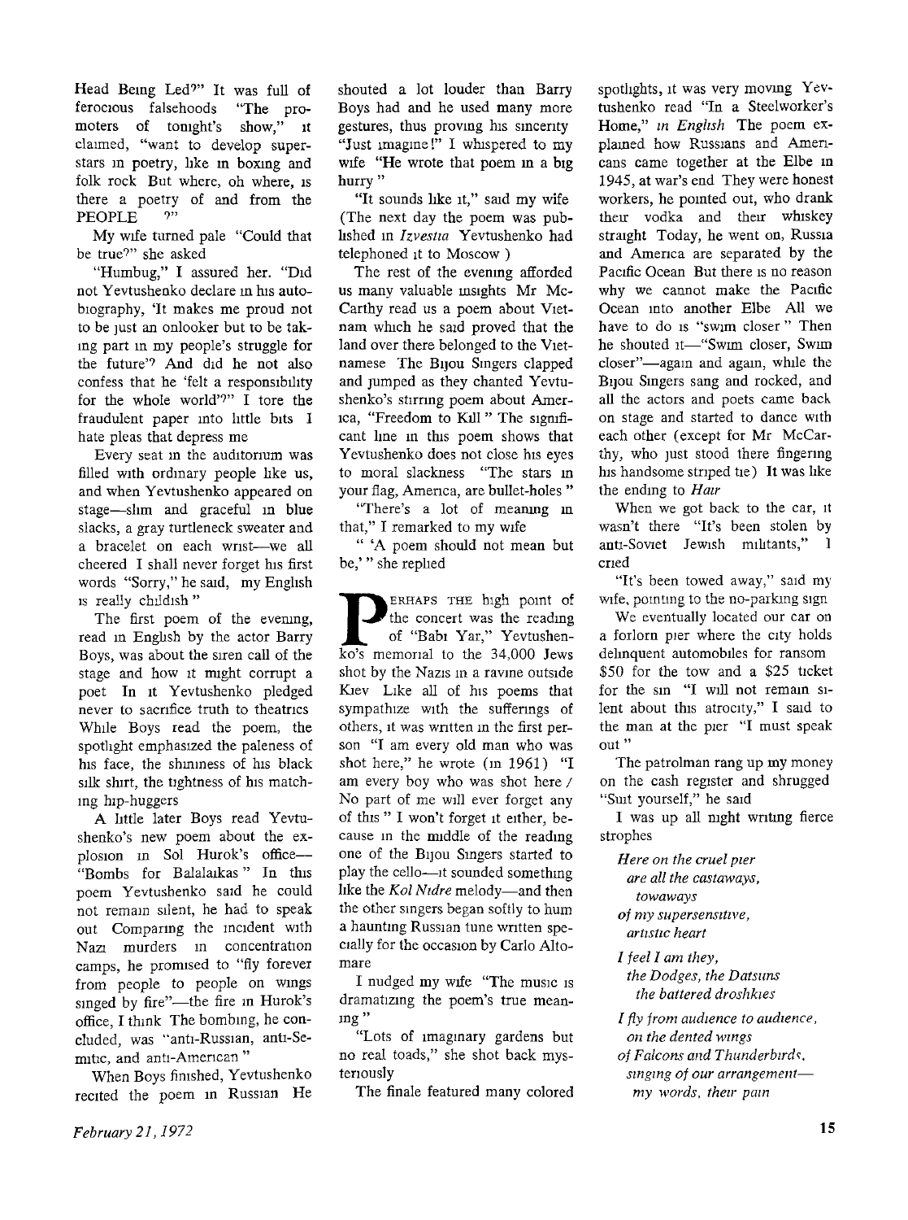Head Being Led?" It was full of ferocious falsehoods "The promoters of tonight's show," it claimed, "want to develop superstars in poetry, like in boxing and folk rock But where, oh where, is there a poetry of and from the PEOPLE ?"

My wife turned pale "Could that be true?" she asked

"Humbug," I assured her. "Did not Yevtushenko declare in his autobiography, 'It makes me proud not to be just an onlooker but to be taking part in my people's struggle for the future'? And did he not also confess that he 'felt a responsibility for the whole world'?" I tore the fraudulent paper into little bits I hate pleas that depress me

Every seat in the auditorium was filled with ordinary people like us, and when Yevtushenko appeared on stage—slim and graceful in blue slacks, a gray turtleneck sweater and a bracelet on each wrist—we all cheered I shall never forget his first words "Sorry," he said, my English is really childish "

The first poem of the evening, read in English by the actor Barry Boys, was about the siren call of the stage and how it might corrupt a poet In it Yevtushenko pledged never to sacrifice truth to theatrics While Boys read the poem, the spotlight emphasized the paleness of his face, the shininess of his black silk shirt, the tightness of his matching hip-huggers

A little later Boys read Yevtushenko's new poem about the explosion in Sol Hurok's office—"Bombs for Balalaikas " In this poem Yevtushenko said he could not remain silent, he had to speak out Comparing the incident with Nazi murders in concentration camps, he promised to "fly forever from people to people on wings singed by fire"—the fire in Hurok's office, I think The bombing, he concluded, was "anti-Russian, anti-Semitic, and anti-American "

When Boys finished, Yevtushenko recited the poem in Russian He shouted a lot louder than Barry Boys had and he used many more gestures, thus proving his sincerity "Just imagine!" I whispered to my wife "He wrote that poem in a big hurry "

"It sounds like it," said my wife (The next day the poem was published in *Izvestia* Yevtushenko had telephoned it to Moscow )

The rest of the evening afforded us many valuable insights Mr McCarthy read us a poem about Vietnam which he said proved that the land over there belonged to the Vietnamese The Bijou Singers clapped and jumped as they chanted Yevtushenko's stirring poem about America, "Freedom to Kill " The significant line in this poem shows that Yevtushenko does not close his eyes to moral slackness "The stars in your flag, America, are bullet-holes "

"There's a lot of meaning in that," I remarked to my wife

" 'A poem should not mean but be,' " she replied

PERHAPS THE high point of the concert was the reading of "Babi Yar," Yevtushenko's memorial to the 34,000 Jews shot by the Nazis in a ravine outside Kiev Like all of his poems that sympathize with the sufferings of others, it was written in the first person "I am every old man who was shot here," he wrote (in 1961) "I am every boy who was shot here / No part of me will ever forget any of this " I won't forget it either, because in the middle of the reading one of the Bijou Singers started to play the cello—it sounded something like the *Kol Nidre* melody—and then the other singers began softly to hum a haunting Russian tune written specially for the occasion by Carlo Altomare

I nudged my wife "The music is dramatizing the poem's true meaning "

"Lots of imaginary gardens but no real toads," she shot back mysteriously

The finale featured many colored spotlights, it was very moving Yevtushenko read "In a Steelworker's Home," *in English* The poem explained how Russians and Americans came together at the Elbe in 1945, at war's end They were honest workers, he pointed out, who drank their vodka and their whiskey straight Today, he went on, Russia and America are separated by the Pacific Ocean But there is no reason why we cannot make the Pacific Ocean into another Elbe All we have to do is "swim closer " Then he shouted it—"Swim closer, Swim closer"—again and again, while the Bijou Singers sang and rocked, and all the actors and poets came back on stage and started to dance with each other (except for Mr McCarthy, who just stood there fingering his handsome striped tie) It was like the ending to *Hair*

When we got back to the car, it wasn't there "It's been stolen by anti-Soviet Jewish militants," I cried

"It's been towed away," said my wife, pointing to the no-parking sign

We eventually located our car on a forlorn pier where the city holds delinquent automobiles for ransom $50 for the tow and a $25 ticket for the sin "I will not remain silent about this atrocity," I said to the man at the pier "I must speak out "

The patrolman rang up my money on the cash register and shrugged "Suit yourself," he said

I was up all night writing fierce strophes

*Here on the cruel pier*
*are all the castaways,*
*towaways*
*of my supersensitive,*
*artistic heart*

*I feel I am they,*
*the Dodges, the Datsuns*
*the battered droshkies*

*I fly from audience to audience,*
*on the dented wings*
*of Falcons and Thunderbirds,*
*singing of our arrangement—*
*my words, their pain*